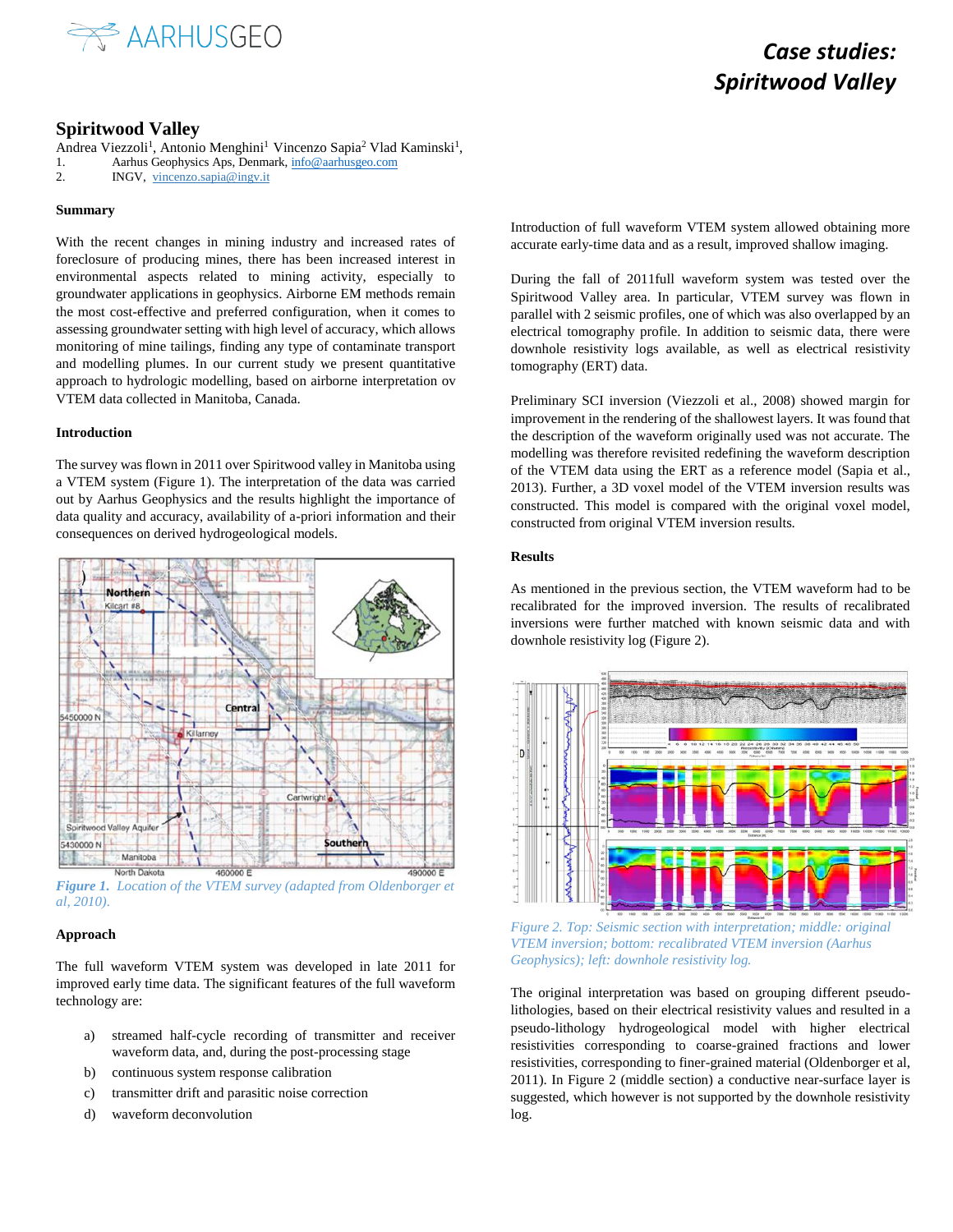# Case studies: Spiritwood Valley

## Spiritwood Valley

Andrea Viezzoli[1], Antonio Menghini[1] Vincenzo Sapia[2] Vlad Kaminski[1],

1. Aarhus Geophysics Aps, Denmark, info@aarhusgeo.com
2. INGV, vincenzo.sapia@ingv.it

### Summary

With the recent changes in mining industry and increased rates of foreclosure of producing mines, there has been increased interest in environmental aspects related to mining activity, especially to groundwater applications in geophysics. Airborne EM methods remain the most cost-effective and preferred configuration, when it comes to assessing groundwater setting with high level of accuracy, which allows monitoring of mine tailings, finding any type of contaminate transport and modelling plumes. In our current study we present quantitative approach to hydrologic modelling, based on airborne interpretation ov VTEM data collected in Manitoba, Canada.

### Introduction

The survey was flown in 2011 over Spiritwood valley in Manitoba using a VTEM system (Figure 1). The interpretation of the data was carried out by Aarhus Geophysics and the results highlight the importance of data quality and accuracy, availability of a-priori information and their consequences on derived hydrogeological models.

*Figure 1. Location of the VTEM survey (adapted from Oldenborger et al, 2010).*

### Approach

The full waveform VTEM system was developed in late 2011 for improved early time data. The significant features of the full waveform technology are:

a) streamed half-cycle recording of transmitter and receiver waveform data, and, during the post-processing stage
b) continuous system response calibration
c) transmitter drift and parasitic noise correction
d) waveform deconvolution

Introduction of full waveform VTEM system allowed obtaining more accurate early-time data and as a result, improved shallow imaging.

During the fall of 2011full waveform system was tested over the Spiritwood Valley area. In particular, VTEM survey was flown in parallel with 2 seismic profiles, one of which was also overlapped by an electrical tomography profile. In addition to seismic data, there were downhole resistivity logs available, as well as electrical resistivity tomography (ERT) data.

Preliminary SCI inversion (Viezzoli et al., 2008) showed margin for improvement in the rendering of the shallowest layers. It was found that the description of the waveform originally used was not accurate. The modelling was therefore revisited redefining the waveform description of the VTEM data using the ERT as a reference model (Sapia et al., 2013). Further, a 3D voxel model of the VTEM inversion results was constructed. This model is compared with the original voxel model, constructed from original VTEM inversion results.

### Results

As mentioned in the previous section, the VTEM waveform had to be recalibrated for the improved inversion. The results of recalibrated inversions were further matched with known seismic data and with downhole resistivity log (Figure 2).

*Figure 2. Top: Seismic section with interpretation; middle: original VTEM inversion; bottom: recalibrated VTEM inversion (Aarhus Geophysics); left: downhole resistivity log.*

The original interpretation was based on grouping different pseudo-lithologies, based on their electrical resistivity values and resulted in a pseudo-lithology hydrogeological model with higher electrical resistivities corresponding to coarse-grained fractions and lower resistivities, corresponding to finer-grained material (Oldenborger et al, 2011). In Figure 2 (middle section) a conductive near-surface layer is suggested, which however is not supported by the downhole resistivity log.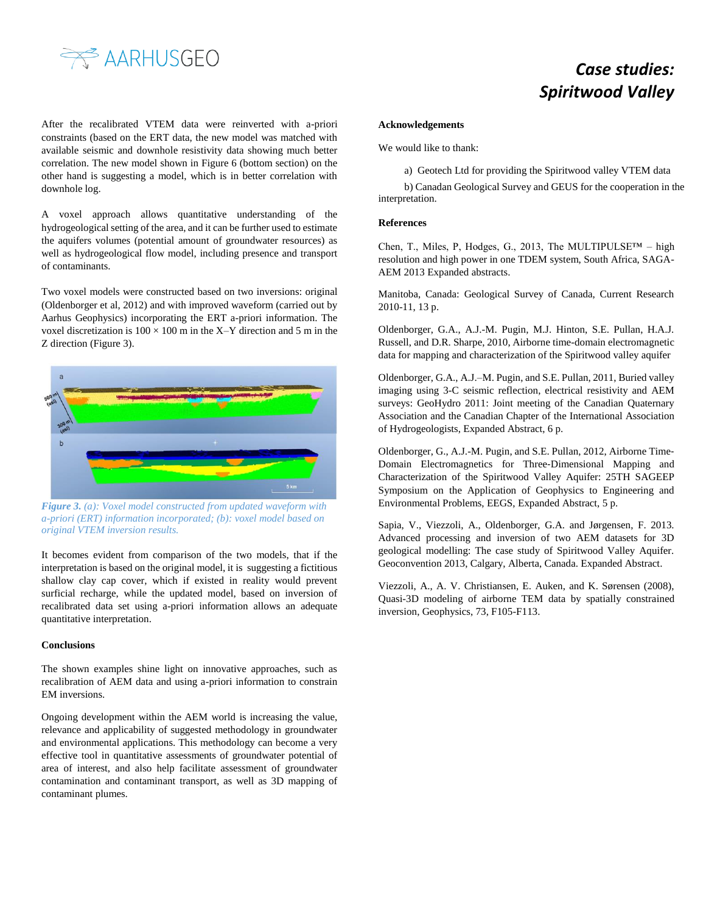# Case studies: Spiritwood Valley

After the recalibrated VTEM data were reinverted with a-priori constraints (based on the ERT data, the new model was matched with available seismic and downhole resistivity data showing much better correlation. The new model shown in Figure 6 (bottom section) on the other hand is suggesting a model, which is in better correlation with downhole log.

A voxel approach allows quantitative understanding of the hydrogeological setting of the area, and it can be further used to estimate the aquifers volumes (potential amount of groundwater resources) as well as hydrogeological flow model, including presence and transport of contaminants.

Two voxel models were constructed based on two inversions: original (Oldenborger et al, 2012) and with improved waveform (carried out by Aarhus Geophysics) incorporating the ERT a-priori information. The voxel discretization is 100 × 100 m in the X–Y direction and 5 m in the Z direction (Figure 3).

a

500 m (asl)

300 m (asl)

b

5 km

*Figure 3. (a): Voxel model constructed from updated waveform with a-priori (ERT) information incorporated; (b): voxel model based on original VTEM inversion results.*

It becomes evident from comparison of the two models, that if the interpretation is based on the original model, it is suggesting a fictitious shallow clay cap cover, which if existed in reality would prevent surficial recharge, while the updated model, based on inversion of recalibrated data set using a-priori information allows an adequate quantitative interpretation.

**Conclusions**

The shown examples shine light on innovative approaches, such as recalibration of AEM data and using a-priori information to constrain EM inversions.

Ongoing development within the AEM world is increasing the value, relevance and applicability of suggested methodology in groundwater and environmental applications. This methodology can become a very effective tool in quantitative assessments of groundwater potential of area of interest, and also help facilitate assessment of groundwater contamination and contaminant transport, as well as 3D mapping of contaminant plumes.

**Acknowledgements**

We would like to thank:

a) Geotech Ltd for providing the Spiritwood valley VTEM data

b) Canadian Geological Survey and GEUS for the cooperation in the interpretation.

**References**

Chen, T., Miles, P, Hodges, G., 2013, The MULTIPULSE™ – high resolution and high power in one TDEM system, South Africa, SAGA-AEM 2013 Expanded abstracts.

Manitoba, Canada: Geological Survey of Canada, Current Research 2010-11, 13 p.

Oldenborger, G.A., A.J.-M. Pugin, M.J. Hinton, S.E. Pullan, H.A.J. Russell, and D.R. Sharpe, 2010, Airborne time-domain electromagnetic data for mapping and characterization of the Spiritwood valley aquifer

Oldenborger, G.A., A.J.–M. Pugin, and S.E. Pullan, 2011, Buried valley imaging using 3-C seismic reflection, electrical resistivity and AEM surveys: GeoHydro 2011: Joint meeting of the Canadian Quaternary Association and the Canadian Chapter of the International Association of Hydrogeologists, Expanded Abstract, 6 p.

Oldenborger, G., A.J.-M. Pugin, and S.E. Pullan, 2012, Airborne Time-Domain Electromagnetics for Three-Dimensional Mapping and Characterization of the Spiritwood Valley Aquifer: 25TH SAGEEP Symposium on the Application of Geophysics to Engineering and Environmental Problems, EEGS, Expanded Abstract, 5 p.

Sapia, V., Viezzoli, A., Oldenborger, G.A. and Jørgensen, F. 2013. Advanced processing and inversion of two AEM datasets for 3D geological modelling: The case study of Spiritwood Valley Aquifer. Geoconvention 2013, Calgary, Alberta, Canada. Expanded Abstract.

Viezzoli, A., A. V. Christiansen, E. Auken, and K. Sørensen (2008), Quasi-3D modeling of airborne TEM data by spatially constrained inversion, Geophysics, 73, F105-F113.